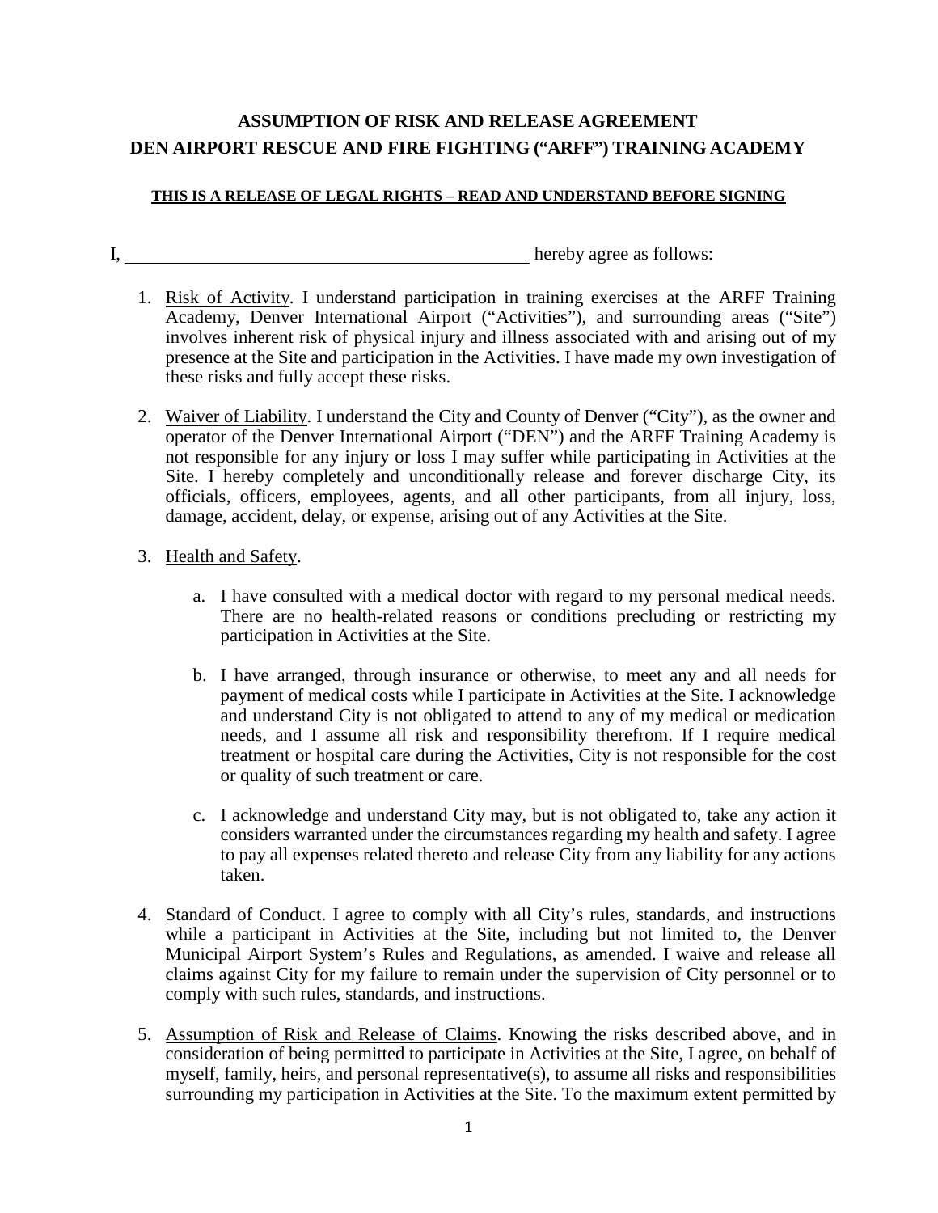# ASSUMPTION OF RISK AND RELEASE AGREEMENT
# DEN AIRPORT RESCUE AND FIRE FIGHTING ("ARFF") TRAINING ACADEMY

**THIS IS A RELEASE OF LEGAL RIGHTS – READ AND UNDERSTAND BEFORE SIGNING**

I, ______________________________________________ hereby agree as follows:

1. Risk of Activity. I understand participation in training exercises at the ARFF Training Academy, Denver International Airport ("Activities"), and surrounding areas ("Site") involves inherent risk of physical injury and illness associated with and arising out of my presence at the Site and participation in the Activities. I have made my own investigation of these risks and fully accept these risks.

2. Waiver of Liability. I understand the City and County of Denver ("City"), as the owner and operator of the Denver International Airport ("DEN") and the ARFF Training Academy is not responsible for any injury or loss I may suffer while participating in Activities at the Site. I hereby completely and unconditionally release and forever discharge City, its officials, officers, employees, agents, and all other participants, from all injury, loss, damage, accident, delay, or expense, arising out of any Activities at the Site.

3. Health and Safety.

   a. I have consulted with a medical doctor with regard to my personal medical needs. There are no health-related reasons or conditions precluding or restricting my participation in Activities at the Site.

   b. I have arranged, through insurance or otherwise, to meet any and all needs for payment of medical costs while I participate in Activities at the Site. I acknowledge and understand City is not obligated to attend to any of my medical or medication needs, and I assume all risk and responsibility therefrom. If I require medical treatment or hospital care during the Activities, City is not responsible for the cost or quality of such treatment or care.

   c. I acknowledge and understand City may, but is not obligated to, take any action it considers warranted under the circumstances regarding my health and safety. I agree to pay all expenses related thereto and release City from any liability for any actions taken.

4. Standard of Conduct. I agree to comply with all City's rules, standards, and instructions while a participant in Activities at the Site, including but not limited to, the Denver Municipal Airport System's Rules and Regulations, as amended. I waive and release all claims against City for my failure to remain under the supervision of City personnel or to comply with such rules, standards, and instructions.

5. Assumption of Risk and Release of Claims. Knowing the risks described above, and in consideration of being permitted to participate in Activities at the Site, I agree, on behalf of myself, family, heirs, and personal representative(s), to assume all risks and responsibilities surrounding my participation in Activities at the Site. To the maximum extent permitted by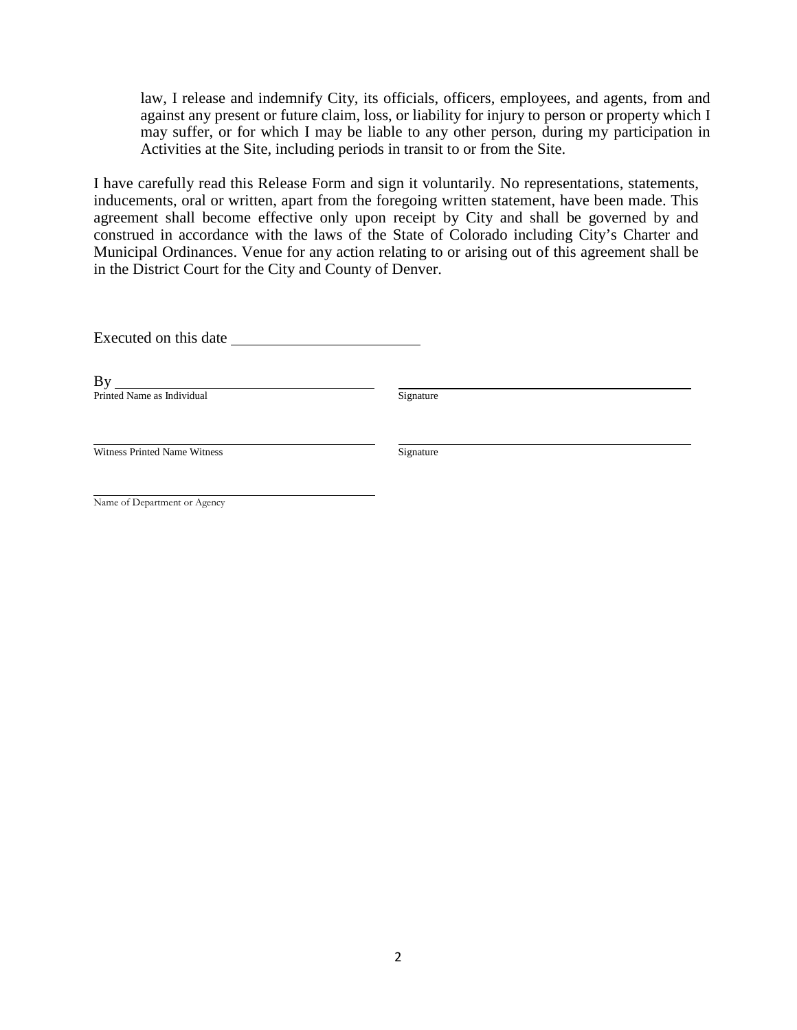law, I release and indemnify City, its officials, officers, employees, and agents, from and against any present or future claim, loss, or liability for injury to person or property which I may suffer, or for which I may be liable to any other person, during my participation in Activities at the Site, including periods in transit to or from the Site.

I have carefully read this Release Form and sign it voluntarily. No representations, statements, inducements, oral or written, apart from the foregoing written statement, have been made. This agreement shall become effective only upon receipt by City and shall be governed by and construed in accordance with the laws of the State of Colorado including City's Charter and Municipal Ordinances. Venue for any action relating to or arising out of this agreement shall be in the District Court for the City and County of Denver.

Executed on this date \_\_\_\_\_\_\_\_\_\_\_\_\_\_\_\_\_\_\_\_\_\_\_\_

By \_\_\_\_\_\_\_\_\_\_\_\_\_\_\_\_\_\_\_\_\_\_\_\_\_\_\_\_\_\_\_\_\_\_\_\_ \_\_\_\_\_\_\_\_\_\_\_\_\_\_\_\_\_\_\_\_\_\_\_\_\_\_\_\_\_\_\_\_\_\_\_\_
Printed Name as Individual Signature

\_\_\_\_\_\_\_\_\_\_\_\_\_\_\_\_\_\_\_\_\_\_\_\_\_\_\_\_\_\_\_\_\_\_\_\_ \_\_\_\_\_\_\_\_\_\_\_\_\_\_\_\_\_\_\_\_\_\_\_\_\_\_\_\_\_\_\_\_\_\_\_\_
Witness Printed Name Witness Signature

\_\_\_\_\_\_\_\_\_\_\_\_\_\_\_\_\_\_\_\_\_\_\_\_\_\_\_\_\_\_\_\_\_\_\_\_
Name of Department or Agency